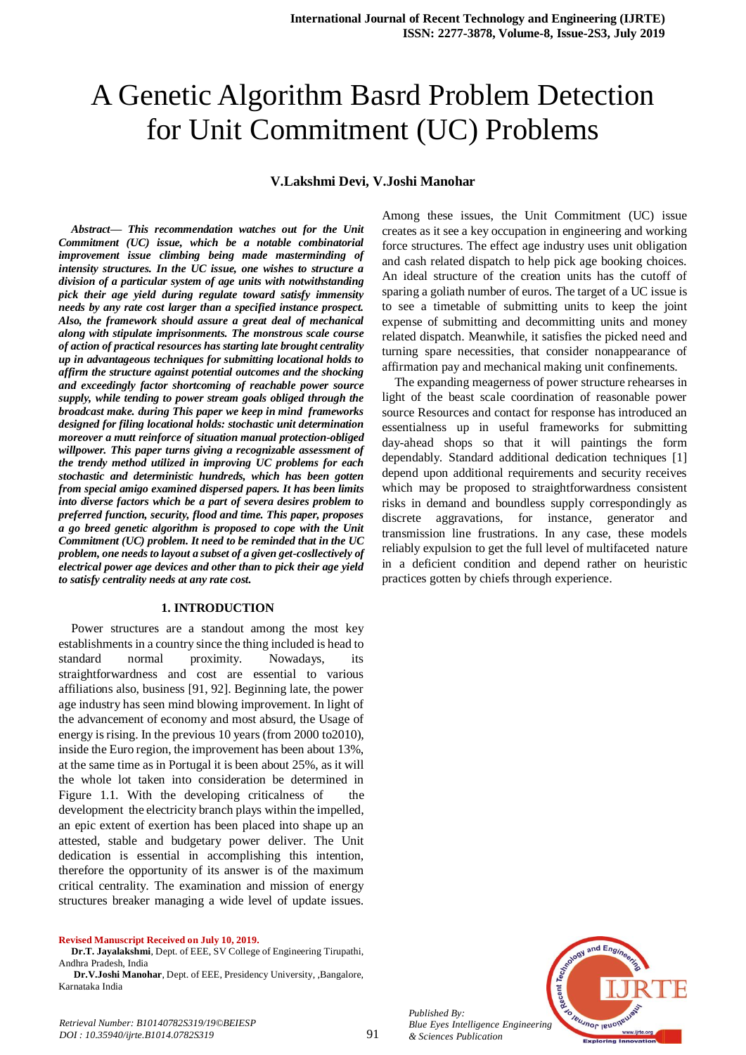# A Genetic Algorithm Basrd Problem Detection for Unit Commitment (UC) Problems

**V.Lakshmi Devi, V.Joshi Manohar**

***Abstract— This recommendation watches out for the Unit Commitment (UC) issue, which be a notable combinatorial improvement issue climbing being made masterminding of intensity structures. In the UC issue, one wishes to structure a division of a particular system of age units with notwithstanding pick their age yield during regulate toward satisfy immensity needs by any rate cost larger than a specified instance prospect. Also, the framework should assure a great deal of mechanical along with stipulate imprisonments. The monstrous scale course of action of practical resources has starting late brought centrality up in advantageous techniques for submitting locational holds to affirm the structure against potential outcomes and the shocking and exceedingly factor shortcoming of reachable power source supply, while tending to power stream goals obliged through the broadcast make. during This paper we keep in mind frameworks designed for filing locational holds: stochastic unit determination moreover a mutt reinforce of situation manual protection-obliged willpower. This paper turns giving a recognizable assessment of the trendy method utilized in improving UC problems for each stochastic and deterministic hundreds, which has been gotten from special amigo examined dispersed papers. It has been limits into diverse factors which be a part of severa desires problem to preferred function, security, flood and time. This paper, proposes a go breed genetic algorithm is proposed to cope with the Unit Commitment (UC) problem. It need to be reminded that in the UC problem, one needs to layout a subset of a given get-cosllectively of electrical power age devices and other than to pick their age yield to satisfy centrality needs at any rate cost.***

## 1. INTRODUCTION

Power structures are a standout among the most key establishments in a country since the thing included is head to standard normal proximity. Nowadays, its straightforwardness and cost are essential to various affiliations also, business [91, 92]. Beginning late, the power age industry has seen mind blowing improvement. In light of the advancement of economy and most absurd, the Usage of energy is rising. In the previous 10 years (from 2000 to2010), inside the Euro region, the improvement has been about 13%, at the same time as in Portugal it is been about 25%, as it will the whole lot taken into consideration be determined in Figure 1.1. With the developing criticalness of the development the electricity branch plays within the impelled, an epic extent of exertion has been placed into shape up an attested, stable and budgetary power deliver. The Unit dedication is essential in accomplishing this intention, therefore the opportunity of its answer is of the maximum critical centrality. The examination and mission of energy structures breaker managing a wide level of update issues. Among these issues, the Unit Commitment (UC) issue creates as it see a key occupation in engineering and working force structures. The effect age industry uses unit obligation and cash related dispatch to help pick age booking choices. An ideal structure of the creation units has the cutoff of sparing a goliath number of euros. The target of a UC issue is to see a timetable of submitting units to keep the joint expense of submitting and decommitting units and money related dispatch. Meanwhile, it satisfies the picked need and turning spare necessities, that consider nonappearance of affirmation pay and mechanical making unit confinements.

The expanding meagerness of power structure rehearses in light of the beast scale coordination of reasonable power source Resources and contact for response has introduced an essentialness up in useful frameworks for submitting day-ahead shops so that it will paintings the form dependably. Standard additional dedication techniques [1] depend upon additional requirements and security receives which may be proposed to straightforwardness consistent risks in demand and boundless supply correspondingly as discrete aggravations, for instance, generator and transmission line frustrations. In any case, these models reliably expulsion to get the full level of multifaceted nature in a deficient condition and depend rather on heuristic practices gotten by chiefs through experience.

**Revised Manuscript Received on July 10, 2019.**

**Dr.T. Jayalakshmi**, Dept. of EEE, SV College of Engineering Tirupathi, Andhra Pradesh, India

**Dr.V.Joshi Manohar**, Dept. of EEE, Presidency University, ,Bangalore, Karnataka India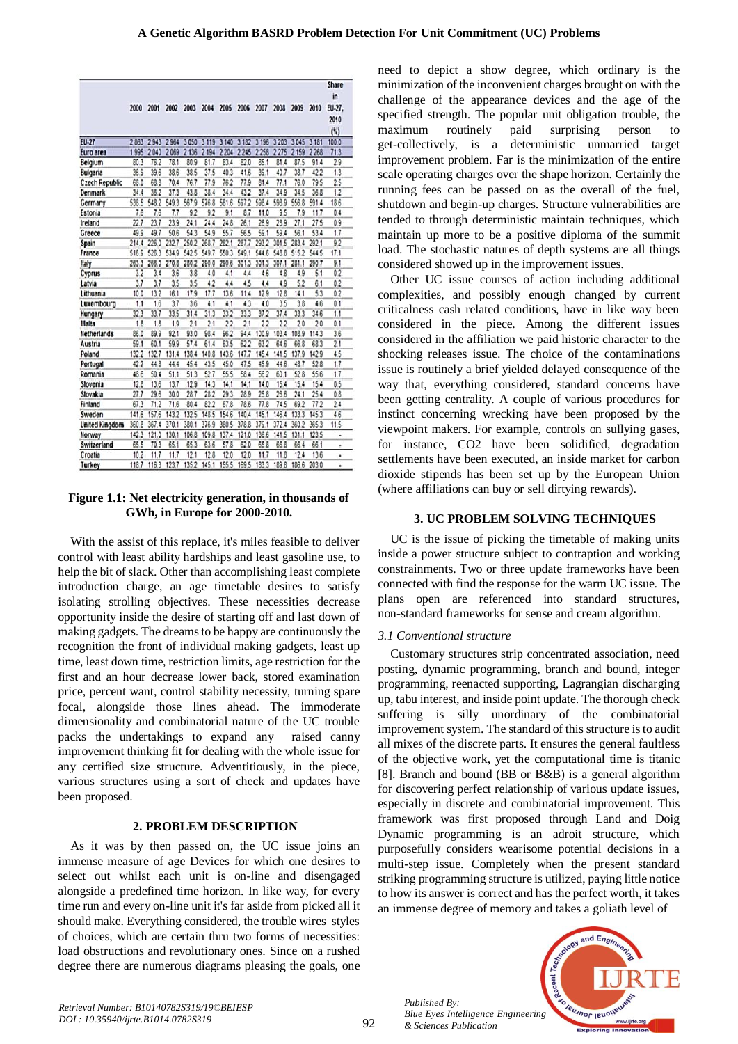| | 2000 | 2001 | 2002 | 2003 | 2004 | 2005 | 2006 | 2007 | 2008 | 2009 | 2010 | Share in EU-27, 2010 (%) |
|---|---|---|---|---|---|---|---|---|---|---|---|---|
| EU-27 | 2 863 | 2 943 | 2 964 | 3 050 | 3 119 | 3 140 | 3 182 | 3 196 | 3 203 | 3 045 | 3 181 | 100.0 |
| Euro area | 1 995 | 2 040 | 2 069 | 2 136 | 2 194 | 2 204 | 2 245 | 2 258 | 2 275 | 2 159 | 2 268 | 71.3 |
| Belgium | 80.3 | 76.2 | 78.1 | 80.9 | 81.7 | 83.4 | 82.0 | 85.1 | 81.4 | 87.5 | 91.4 | 2.9 |
| Bulgaria | 36.9 | 39.6 | 38.6 | 38.5 | 37.5 | 40.3 | 41.6 | 39.1 | 40.7 | 38.7 | 42.2 | 1.3 |
| Czech Republic | 68.0 | 68.8 | 70.4 | 76.7 | 77.9 | 76.2 | 77.9 | 81.4 | 77.1 | 76.0 | 79.5 | 2.5 |
| Denmark | 34.4 | 36.2 | 37.3 | 43.8 | 38.4 | 34.4 | 43.2 | 37.4 | 34.9 | 34.5 | 36.8 | 1.2 |
| Germany | 538.5 | 548.2 | 549.3 | 567.9 | 576.8 | 581.6 | 597.2 | 598.4 | 598.9 | 556.8 | 591.4 | 18.6 |
| Estonia | 7.6 | 7.6 | 7.7 | 9.2 | 9.2 | 9.1 | 8.7 | 11.0 | 9.5 | 7.9 | 11.7 | 0.4 |
| Ireland | 22.7 | 23.7 | 23.9 | 24.1 | 24.4 | 24.8 | 26.1 | 26.9 | 28.9 | 27.1 | 27.5 | 0.9 |
| Greece | 49.9 | 49.7 | 50.6 | 54.3 | 54.9 | 55.7 | 56.5 | 59.1 | 59.4 | 56.1 | 53.4 | 1.7 |
| Spain | 214.4 | 226.0 | 232.7 | 250.2 | 268.7 | 282.1 | 287.7 | 293.2 | 301.5 | 283.4 | 292.1 | 9.2 |
| France | 516.9 | 526.3 | 534.9 | 542.5 | 549.7 | 550.3 | 549.1 | 544.6 | 548.8 | 515.2 | 544.5 | 17.1 |
| Italy | 263.3 | 266.0 | 270.8 | 280.2 | 290.0 | 290.6 | 301.3 | 301.3 | 307.1 | 281.1 | 290.7 | 9.1 |
| Cyprus | 3.2 | 3.4 | 3.6 | 3.8 | 4.0 | 4.1 | 4.4 | 4.6 | 4.8 | 4.9 | 5.1 | 0.2 |
| Latvia | 3.7 | 3.7 | 3.5 | 3.5 | 4.2 | 4.4 | 4.5 | 4.4 | 4.9 | 5.2 | 6.1 | 0.2 |
| Lithuania | 10.0 | 13.2 | 16.1 | 17.9 | 17.7 | 13.6 | 11.4 | 12.9 | 12.8 | 14.1 | 5.3 | 0.2 |
| Luxembourg | 1.1 | 1.6 | 3.7 | 3.6 | 4.1 | 4.1 | 4.3 | 4.0 | 3.5 | 3.8 | 4.6 | 0.1 |
| Hungary | 32.3 | 33.7 | 33.5 | 31.4 | 31.3 | 33.2 | 33.3 | 37.2 | 37.4 | 33.3 | 34.6 | 1.1 |
| Malta | 1.8 | 1.8 | 1.9 | 2.1 | 2.1 | 2.2 | 2.1 | 2.2 | 2.2 | 2.0 | 2.0 | 0.1 |
| Netherlands | 86.0 | 89.9 | 92.1 | 93.0 | 98.4 | 96.2 | 94.4 | 100.9 | 103.4 | 108.9 | 114.3 | 3.6 |
| Austria | 59.1 | 60.1 | 59.9 | 57.4 | 61.4 | 63.5 | 62.2 | 63.2 | 64.6 | 66.8 | 68.3 | 2.1 |
| Poland | 132.2 | 132.7 | 131.4 | 138.4 | 140.8 | 143.6 | 147.7 | 145.4 | 141.5 | 137.9 | 142.9 | 4.5 |
| Portugal | 42.2 | 44.8 | 44.4 | 45.4 | 43.5 | 45.0 | 47.5 | 45.9 | 44.6 | 48.7 | 52.8 | 1.7 |
| Romania | 48.6 | 50.4 | 51.1 | 51.3 | 52.7 | 55.5 | 58.4 | 56.2 | 60.1 | 52.8 | 55.6 | 1.7 |
| Slovenia | 12.8 | 13.6 | 13.7 | 12.9 | 14.3 | 14.1 | 14.1 | 14.0 | 15.4 | 15.4 | 15.4 | 0.5 |
| Slovakia | 27.7 | 29.6 | 30.0 | 28.7 | 28.2 | 29.3 | 28.9 | 25.8 | 26.6 | 24.1 | 25.4 | 0.8 |
| Finland | 67.3 | 71.2 | 71.6 | 80.4 | 82.2 | 67.8 | 78.6 | 77.8 | 74.5 | 69.2 | 77.2 | 2.4 |
| Sweden | 141.6 | 157.6 | 143.2 | 132.5 | 148.5 | 154.6 | 140.4 | 145.1 | 146.4 | 133.3 | 145.3 | 4.6 |
| United Kingdom | 360.8 | 367.4 | 370.1 | 380.1 | 376.9 | 380.5 | 378.8 | 379.1 | 372.4 | 360.2 | 365.3 | 11.5 |
| Norway | 142.3 | 121.0 | 130.1 | 106.8 | 109.8 | 137.4 | 121.0 | 136.6 | 141.5 | 131.1 | 123.5 | - |
| Switzerland | 65.5 | 70.3 | 65.1 | 65.3 | 63.6 | 57.8 | 62.0 | 65.8 | 66.8 | 66.4 | 66.1 | - |
| Croatia | 10.2 | 11.7 | 11.7 | 12.1 | 12.8 | 12.0 | 12.0 | 11.7 | 11.8 | 12.4 | 13.6 | - |
| Turkey | 118.7 | 116.3 | 123.7 | 135.2 | 145.1 | 155.5 | 169.5 | 183.3 | 189.8 | 186.6 | 203.0 | - |

**Figure 1.1: Net electricity generation, in thousands of GWh, in Europe for 2000-2010.**

With the assist of this replace, it's miles feasible to deliver control with least ability hardships and least gasoline use, to help the bit of slack. Other than accomplishing least complete introduction charge, an age timetable desires to satisfy isolating strolling objectives. These necessities decrease opportunity inside the desire of starting off and last down of making gadgets. The dreams to be happy are continuously the recognition the front of individual making gadgets, least up time, least down time, restriction limits, age restriction for the first and an hour decrease lower back, stored examination price, percent want, control stability necessity, turning spare focal, alongside those lines ahead. The immoderate dimensionality and combinatorial nature of the UC trouble packs the undertakings to expand any raised canny improvement thinking fit for dealing with the whole issue for any certified size structure. Adventitiously, in the piece, various structures using a sort of check and updates have been proposed.

## 2. PROBLEM DESCRIPTION

As it was by then passed on, the UC issue joins an immense measure of age Devices for which one desires to select out whilst each unit is on-line and disengaged alongside a predefined time horizon. In like way, for every time run and every on-line unit it's far aside from picked all it should make. Everything considered, the trouble wires styles of choices, which are certain thru two forms of necessities: load obstructions and revolutionary ones. Since on a rushed degree there are numerous diagrams pleasing the goals, one need to depict a show degree, which ordinary is the minimization of the inconvenient charges brought on with the challenge of the appearance devices and the age of the specified strength. The popular unit obligation trouble, the maximum routinely paid surprising person to get-collectively, is a deterministic unmarried target improvement problem. Far is the minimization of the entire scale operating charges over the shape horizon. Certainly the running fees can be passed on as the overall of the fuel, shutdown and begin-up charges. Structure vulnerabilities are tended to through deterministic maintain techniques, which maintain up more to be a positive diploma of the summit load. The stochastic natures of depth systems are all things considered showed up in the improvement issues.

Other UC issue courses of action including additional complexities, and possibly enough changed by current criticalness cash related conditions, have in like way been considered in the piece. Among the different issues considered in the affiliation we paid historic character to the shocking releases issue. The choice of the contaminations issue is routinely a brief yielded delayed consequence of the way that, everything considered, standard concerns have been getting centrality. A couple of various procedures for instinct concerning wrecking have been proposed by the viewpoint makers. For example, controls on sullying gases, for instance, $CO_2$ have been solidified, degradation settlements have been executed, an inside market for carbon dioxide stipends has been set up by the European Union (where affiliations can buy or sell dirtying rewards).

## 3. UC PROBLEM SOLVING TECHNIQUES

UC is the issue of picking the timetable of making units inside a power structure subject to contraption and working constraints. Two or three update frameworks have been connected with find the response for the warm UC issue. The plans open are referenced into standard structures, non-standard frameworks for sense and cream algorithm.

*3.1 Conventional structure*

Customary structures strip concentrated association, need posting, dynamic programming, branch and bound, integer programming, reenacted supporting, Lagrangian discharging up, tabu interest, and inside point update. The thorough check suffering is silly unordinary of the combinatorial improvement system. The standard of this structure is to audit all mixes of the discrete parts. It ensures the general faultless of the objective work, yet the computational time is titanic [8]. Branch and bound (BB or B&B) is a general algorithm for discovering perfect relationship of various update issues, especially in discrete and combinatorial improvement. This framework was first proposed through Land and Doig Dynamic programming is an adroit structure, which purposefully considers wearisome potential decisions in a multi-step issue. Completely when the present standard striking programming structure is utilized, paying little notice to how its answer is correct and has the perfect worth, it takes an immense degree of memory and takes a goliath level of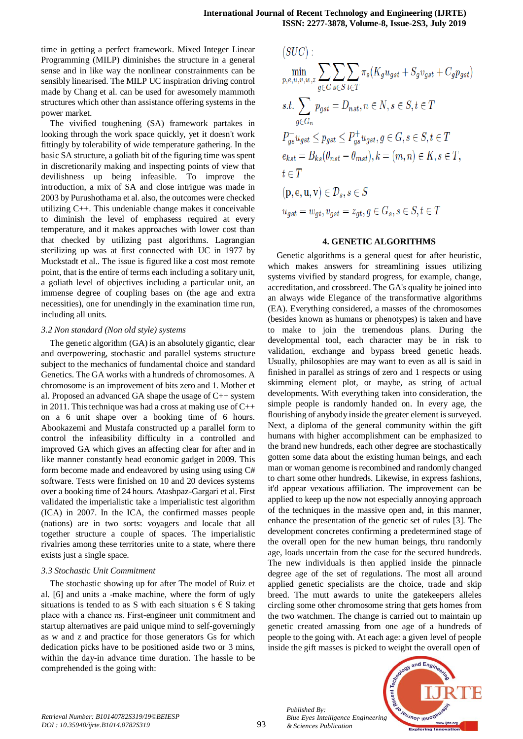time in getting a perfect framework. Mixed Integer Linear Programming (MILP) diminishes the structure in a general sense and in like way the nonlinear constrainments can be sensibly linearised. The MILP UC inspiration driving control made by Chang et al. can be used for awesomely mammoth structures which other than assistance offering systems in the power market.

The vivified toughening (SA) framework partakes in looking through the work space quickly, yet it doesn't work fittingly by tolerability of wide temperature gathering. In the basic SA structure, a goliath bit of the figuring time was spent in discretionarily making and inspecting points of view that devilishness up being infeasible. To improve the introduction, a mix of SA and close intrigue was made in 2003 by Purushothama et al. also, the outcomes were checked utilizing C++. This undeniable change makes it conceivable to diminish the level of emphasess required at every temperature, and it makes approaches with lower cost than that checked by utilizing past algorithms. Lagrangian sterilizing up was at first connected with UC in 1977 by Muckstadt et al.. The issue is figured like a cost most remote point, that is the entire of terms each including a solitary unit, a goliath level of objectives including a particular unit, an immense degree of coupling bases on (the age and extra necessities), one for unendingly in the examination time run, including all units.

### *3.2 Non standard (Non old style) systems*

The genetic algorithm (GA) is an absolutely gigantic, clear and overpowering, stochastic and parallel systems structure subject to the mechanics of fundamental choice and standard Genetics. The GA works with a hundreds of chromosomes. A chromosome is an improvement of bits zero and 1. Mother et al. Proposed an advanced GA shape the usage of C++ system in 2011. This technique was had a cross at making use of C++ on a 6 unit shape over a booking time of 6 hours. Abookazemi and Mustafa constructed up a parallel form to control the infeasibility difficulty in a controlled and improved GA which gives an affecting clear for after and in like manner constantly head economic gadget in 2009. This form become made and endeavored by using using using C# software. Tests were finished on 10 and 20 devices systems over a booking time of 24 hours. Atashpaz-Gargari et al. First validated the imperialistic take a imperialistic test algorithm (ICA) in 2007. In the ICA, the confirmed masses people (nations) are in two sorts: voyagers and locale that all together structure a couple of spaces. The imperialistic rivalries among these territories unite to a state, where there exists just a single space.

### *3.3 Stochastic Unit Commitment*

The stochastic showing up for after The model of Ruiz et al. [6] and units a -make machine, where the form of ugly situations is tended to as S with each situation s € S taking place with a chance πs. First-engineer unit commitment and startup alternatives are paid unique mind to self-governingly as w and z and practice for those generators Gs for which dedication picks have to be positioned aside two or 3 mins, within the day-in advance time duration. The hassle to be comprehended is the going with:

$(SUC)$ :

$$\min_{p,e,u,v,w,z} \sum_{g\in G}\sum_{s\in S}\sum_{t\in T} \pi_s\left(K_g u_{gst} + S_g v_{gst} + C_g p_{gst}\right)$$

$$s.t. \sum_{g\in G_n} p_{gst} = D_{nst}, n \in N, s \in S, t \in T$$

$$P_{gs}^{-} u_{gst} \leq p_{gst} \leq P_{gs}^{+} u_{gst}, g \in G, s \in S, t \in T$$

$$e_{kst} = B_{ks}(\theta_{nst} - \theta_{mst}), k = (m,n) \in K, s \in T,$$
$$t \in T$$

$$(\mathrm{p}, \mathrm{e}, \mathrm{u}, \mathrm{v}) \in \mathcal{D}_s, s \in S$$

$$u_{gst} = w_{gt}, v_{gst} = z_{gt}, g \in G_s, s \in S, t \in T$$

## 4. GENETIC ALGORITHMS

Genetic algorithms is a general quest for after heuristic, which makes answers for streamlining issues utilizing systems vivified by standard progress, for example, change, accreditation, and crossbreed. The GA's quality be joined into an always wide Elegance of the transformative algorithms (EA). Everything considered, a masses of the chromosomes (besides known as humans or phenotypes) is taken and have to make to join the tremendous plans. During the developmental tool, each character may be in risk to validation, exchange and bypass breed genetic heads. Usually, philosophies are may want to even as all is said in finished in parallel as strings of zero and 1 respects or using skimming element plot, or maybe, as string of actual developments. With everything taken into consideration, the simple people is randomly handed on. In every age, the flourishing of anybody inside the greater element is surveyed. Next, a diploma of the general community within the gift humans with higher accomplishment can be emphasized to the brand new hundreds, each other degree are stochastically gotten some data about the existing human beings, and each man or woman genome is recombined and randomly changed to chart some other hundreds. Likewise, in express fashions, it'd appear vexatious affiliation. The improvement can be applied to keep up the now not especially annoying approach of the techniques in the massive open and, in this manner, enhance the presentation of the genetic set of rules [3]. The development concretes confirming a predetermined stage of the overall open for the new human beings, thru randomly age, loads uncertain from the case for the secured hundreds. The new individuals is then applied inside the pinnacle degree age of the set of regulations. The most all around applied genetic specialists are the choice, trade and skip breed. The mutt awards to unite the gatekeepers alleles circling some other chromosome string that gets homes from the two watchmen. The change is carried out to maintain up genetic created amassing from one age of a hundreds of people to the going with. At each age: a given level of people inside the gift masses is picked to weight the overall open of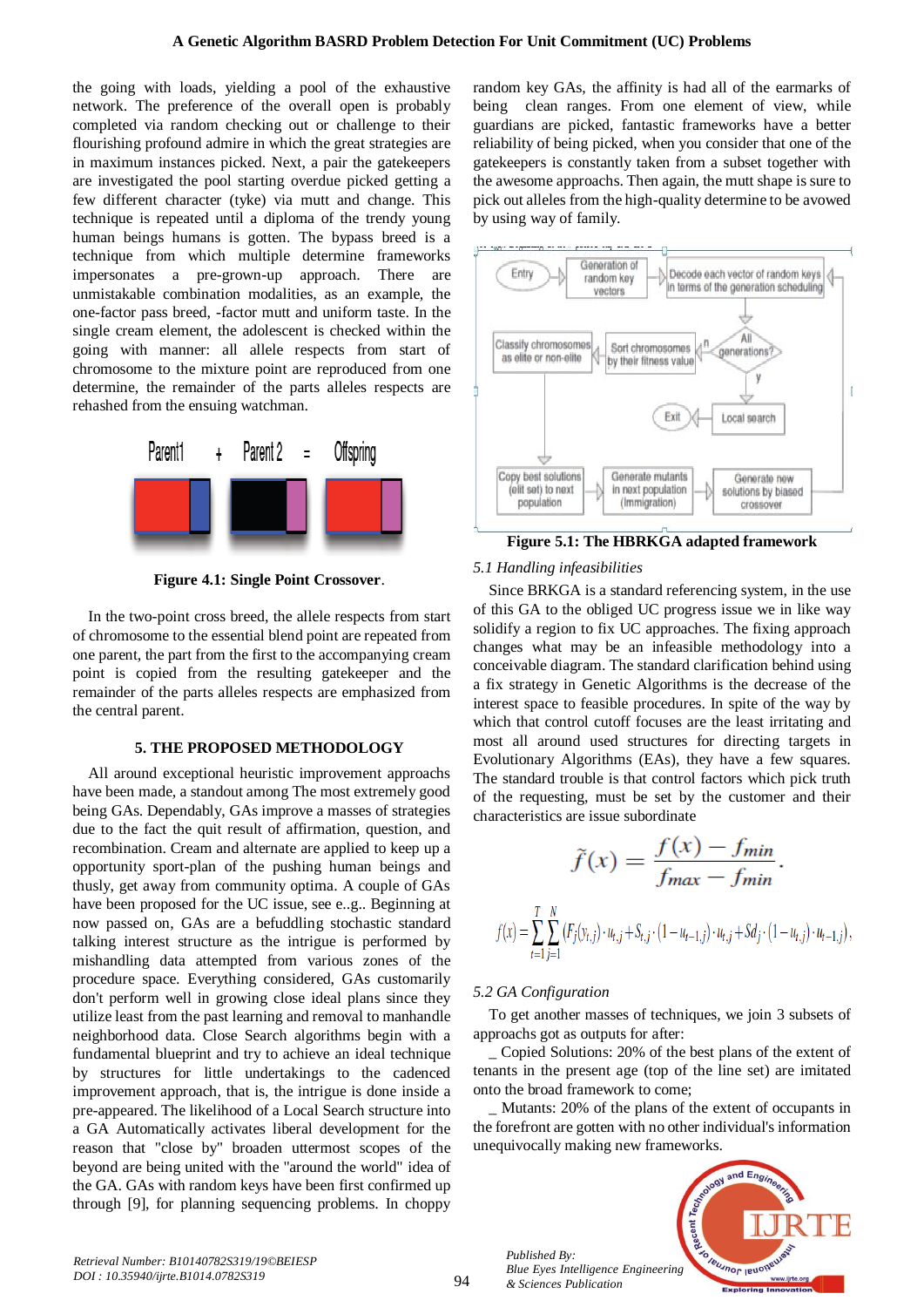the going with loads, yielding a pool of the exhaustive network. The preference of the overall open is probably completed via random checking out or challenge to their flourishing profound admire in which the great strategies are in maximum instances picked. Next, a pair the gatekeepers are investigated the pool starting overdue picked getting a few different character (tyke) via mutt and change. This technique is repeated until a diploma of the trendy young human beings humans is gotten. The bypass breed is a technique from which multiple determine frameworks impersonates a pre-grown-up approach. There are unmistakable combination modalities, as an example, the one-factor pass breed, -factor mutt and uniform taste. In the single cream element, the adolescent is checked within the going with manner: all allele respects from start of chromosome to the mixture point are reproduced from one determine, the remainder of the parts alleles respects are rehashed from the ensuing watchman.

**Figure 4.1: Single Point Crossover**.

In the two-point cross breed, the allele respects from start of chromosome to the essential blend point are repeated from one parent, the part from the first to the accompanying cream point is copied from the resulting gatekeeper and the remainder of the parts alleles respects are emphasized from the central parent.

## 5. THE PROPOSED METHODOLOGY

All around exceptional heuristic improvement approachs have been made, a standout among The most extremely good being GAs. Dependably, GAs improve a masses of strategies due to the fact the quit result of affirmation, question, and recombination. Cream and alternate are applied to keep up a opportunity sport-plan of the pushing human beings and thusly, get away from community optima. A couple of GAs have been proposed for the UC issue, see e..g.. Beginning at now passed on, GAs are a befuddling stochastic standard talking interest structure as the intrigue is performed by mishandling data attempted from various zones of the procedure space. Everything considered, GAs customarily don't perform well in growing close ideal plans since they utilize least from the past learning and removal to manhandle neighborhood data. Close Search algorithms begin with a fundamental blueprint and try to achieve an ideal technique by structures for little undertakings to the cadenced improvement approach, that is, the intrigue is done inside a pre-appeared. The likelihood of a Local Search structure into a GA Automatically activates liberal development for the reason that "close by" broaden uttermost scopes of the beyond are being united with the "around the world" idea of the GA. GAs with random keys have been first confirmed up through [9], for planning sequencing problems. In choppy random key GAs, the affinity is had all of the earmarks of being clean ranges. From one element of view, while guardians are picked, fantastic frameworks have a better reliability of being picked, when you consider that one of the gatekeepers is constantly taken from a subset together with the awesome approachs. Then again, the mutt shape is sure to pick out alleles from the high-quality determine to be avowed by using way of family.

**Figure 5.1: The HBRKGA adapted framework**

### *5.1 Handling infeasibilities*

Since BRKGA is a standard referencing system, in the use of this GA to the obliged UC progress issue we in like way solidify a region to fix UC approaches. The fixing approach changes what may be an infeasible methodology into a conceivable diagram. The standard clarification behind using a fix strategy in Genetic Algorithms is the decrease of the interest space to feasible procedures. In spite of the way by which that control cutoff focuses are the least irritating and most all around used structures for directing targets in Evolutionary Algorithms (EAs), they have a few squares. The standard trouble is that control factors which pick truth of the requesting, must be set by the customer and their characteristics are issue subordinate

$$\tilde{f}(x) = \frac{f(x) - f_{min}}{f_{max} - f_{min}}.$$

$$f(x) = \sum_{t=1}^{T}\sum_{j=1}^{N}\left(F_j(y_{t,j}) \cdot u_{t,j} + S_{t,j} \cdot (1 - u_{t-1,j}) \cdot u_{t,j} + Sd_j \cdot (1 - u_{t,j}) \cdot u_{t-1,j}\right),$$

### *5.2 GA Configuration*

To get another masses of techniques, we join 3 subsets of approachs got as outputs for after:

_ Copied Solutions: 20% of the best plans of the extent of tenants in the present age (top of the line set) are imitated onto the broad framework to come;

_ Mutants: 20% of the plans of the extent of occupants in the forefront are gotten with no other individual's information unequivocally making new frameworks.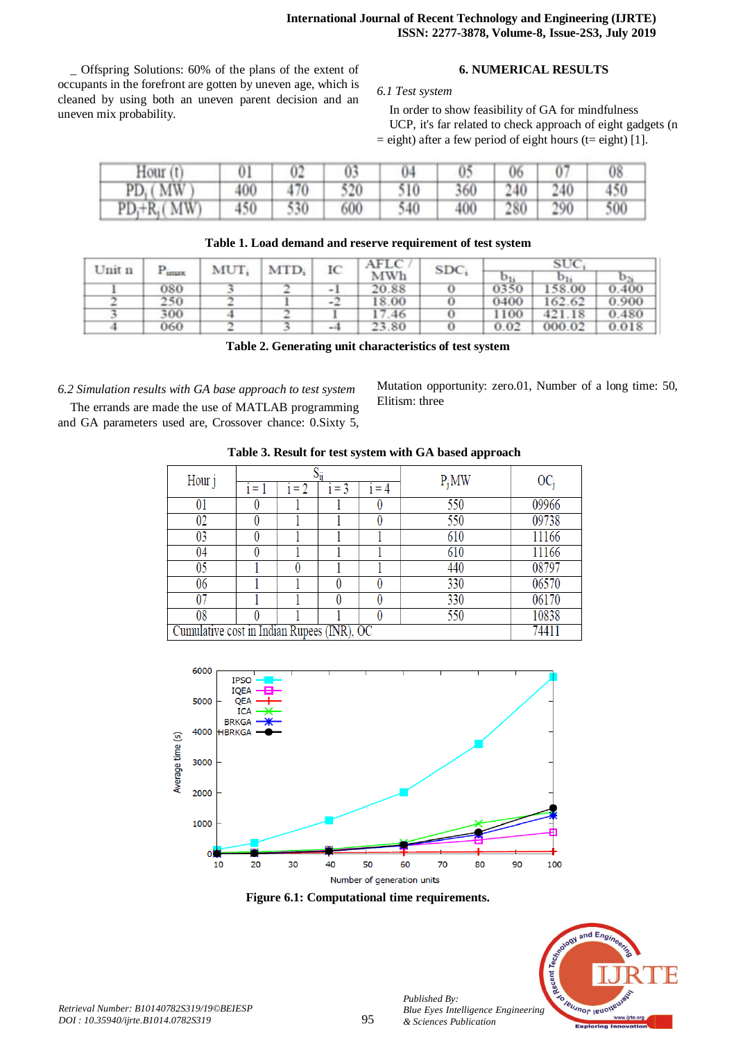_ Offspring Solutions: 60% of the plans of the extent of occupants in the forefront are gotten by uneven age, which is cleaned by using both an uneven parent decision and an uneven mix probability.

## 6. NUMERICAL RESULTS

*6.1 Test system*

In order to show feasibility of GA for mindfulness UCP, it's far related to check approach of eight gadgets (n = eight) after a few period of eight hours (t= eight) [1].

| Hour (t) | 01 | 02 | 03 | 04 | 05 | 06 | 07 | 08 |
|---|---|---|---|---|---|---|---|---|
| $PD_j$ (MW) | 400 | 470 | 520 | 510 | 360 | 240 | 240 | 450 |
| $PD_j+R_j$ (MW) | 450 | 530 | 600 | 540 | 400 | 280 | 290 | 500 |

**Table 1. Load demand and reserve requirement of test system**

| Unit n | $P_{imax}$ | $MUT_i$ | $MTD_i$ | IC | AFLC / MWh | $SDC_i$ | $SUC_i$ | | |
|---|---|---|---|---|---|---|---|---|---|
| | | | | | | | $b_{1i}$ | $b_{1i}$ | $b_{2i}$ |
| 1 | 080 | 3 | 2 | -1 | 20.88 | 0 | 0350 | 158.00 | 0.400 |
| 2 | 250 | 2 | 1 | -2 | 18.00 | 0 | 0400 | 162.62 | 0.900 |
| 3 | 300 | 4 | 2 | 1 | 17.46 | 0 | 1100 | 421.18 | 0.480 |
| 4 | 060 | 2 | 3 | -4 | 23.80 | 0 | 0.02 | 000.02 | 0.018 |

**Table 2. Generating unit characteristics of test system**

*6.2 Simulation results with GA base approach to test system*

The errands are made the use of MATLAB programming and GA parameters used are, Crossover chance: 0.Sixty 5, Mutation opportunity: zero.01, Number of a long time: 50, Elitism: three

**Table 3. Result for test system with GA based approach**

| Hour j | $S_{ij}$ | | | | $P_j$MW | $OC_j$ |
|---|---|---|---|---|---|---|
| | i = 1 | i = 2 | i = 3 | i = 4 | | |
| 01 | 0 | 1 | 1 | 0 | 550 | 09966 |
| 02 | 0 | 1 | 1 | 0 | 550 | 09738 |
| 03 | 0 | 1 | 1 | 1 | 610 | 11166 |
| 04 | 0 | 1 | 1 | 1 | 610 | 11166 |
| 05 | 1 | 0 | 1 | 1 | 440 | 08797 |
| 06 | 1 | 1 | 0 | 0 | 330 | 06570 |
| 07 | 1 | 1 | 0 | 0 | 330 | 06170 |
| 08 | 0 | 1 | 1 | 0 | 550 | 10838 |
| Cumulative cost in Indian Rupees (INR), OC | | | | | | 74411 |

**Figure 6.1: Computational time requirements.**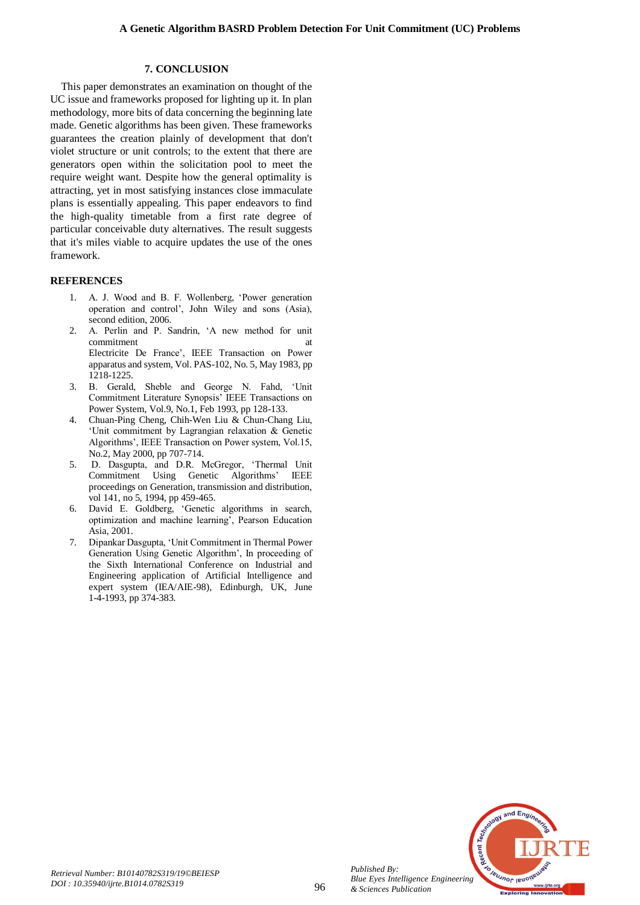## 7. CONCLUSION

This paper demonstrates an examination on thought of the UC issue and frameworks proposed for lighting up it. In plan methodology, more bits of data concerning the beginning late made. Genetic algorithms has been given. These frameworks guarantees the creation plainly of development that don't violet structure or unit controls; to the extent that there are generators open within the solicitation pool to meet the require weight want. Despite how the general optimality is attracting, yet in most satisfying instances close immaculate plans is essentially appealing. This paper endeavors to find the high-quality timetable from a first rate degree of particular conceivable duty alternatives. The result suggests that it's miles viable to acquire updates the use of the ones framework.

## REFERENCES

1. A. J. Wood and B. F. Wollenberg, 'Power generation operation and control', John Wiley and sons (Asia), second edition, 2006.
2. A. Perlin and P. Sandrin, 'A new method for unit commitment at Electricite De France', IEEE Transaction on Power apparatus and system, Vol. PAS-102, No. 5, May 1983, pp 1218-1225.
3. B. Gerald, Sheble and George N. Fahd, 'Unit Commitment Literature Synopsis' IEEE Transactions on Power System, Vol.9, No.1, Feb 1993, pp 128-133.
4. Chuan-Ping Cheng, Chih-Wen Liu & Chun-Chang Liu, 'Unit commitment by Lagrangian relaxation & Genetic Algorithms', IEEE Transaction on Power system, Vol.15, No.2, May 2000, pp 707-714.
5. D. Dasgupta, and D.R. McGregor, 'Thermal Unit Commitment Using Genetic Algorithms' IEEE proceedings on Generation, transmission and distribution, vol 141, no 5, 1994, pp 459-465.
6. David E. Goldberg, 'Genetic algorithms in search, optimization and machine learning', Pearson Education Asia, 2001.
7. Dipankar Dasgupta, 'Unit Commitment in Thermal Power Generation Using Genetic Algorithm', In proceeding of the Sixth International Conference on Industrial and Engineering application of Artificial Intelligence and expert system (IEA/AIE-98), Edinburgh, UK, June 1-4-1993, pp 374-383.